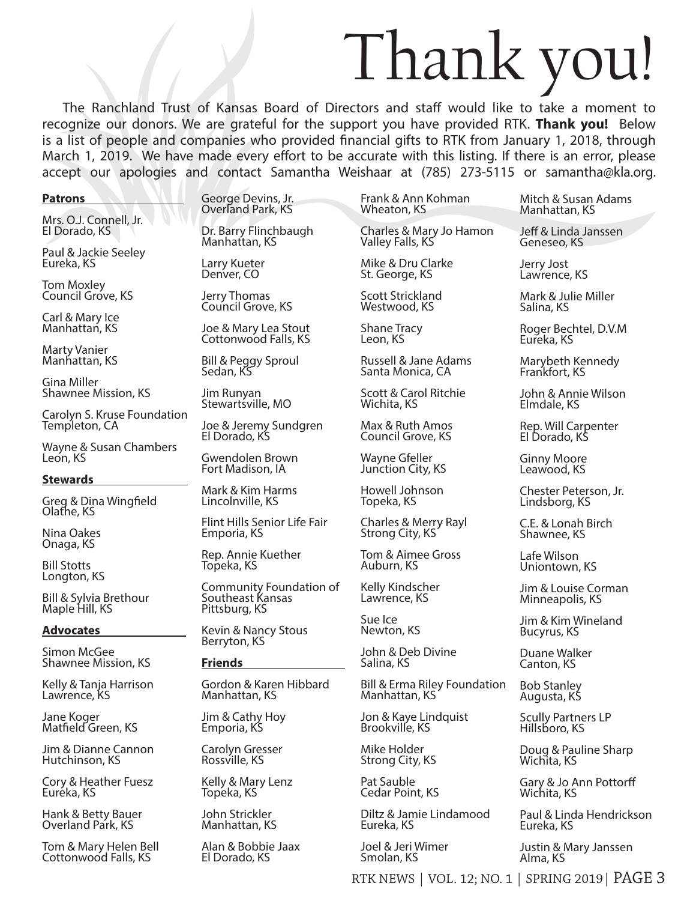# Thank you!

The Ranchland Trust of Kansas Board of Directors and staff would like to take a moment to recognize our donors. We are grateful for the support you have provided RTK. **Thank you!** Below is a list of people and companies who provided financial gifts to RTK from January 1, 2018, through March 1, 2019. We have made every effort to be accurate with this listing. If there is an error, please accept our apologies and contact Samantha Weishaar at (785) 273-5115 or samantha@kla.org.

## Patrons

Mrs. O.J. Connell, Jr.
El Dorado, KS

Paul & Jackie Seeley
Eureka, KS

Tom Moxley
Council Grove, KS

Carl & Mary Ice
Manhattan, KS

Marty Vanier
Manhattan, KS

Gina Miller
Shawnee Mission, KS

Carolyn S. Kruse Foundation
Templeton, CA

Wayne & Susan Chambers
Leon, KS

## Stewards

Greg & Dina Wingfield
Olathe, KS

Nina Oakes
Onaga, KS

Bill Stotts
Longton, KS

Bill & Sylvia Brethour
Maple Hill, KS

## Advocates

Simon McGee
Shawnee Mission, KS

Kelly & Tanja Harrison
Lawrence, KS

Jane Koger
Matfield Green, KS

Jim & Dianne Cannon
Hutchinson, KS

Cory & Heather Fuesz
Eureka, KS

Hank & Betty Bauer
Overland Park, KS

Tom & Mary Helen Bell
Cottonwood Falls, KS

George Devins, Jr.
Overland Park, KS

Dr. Barry Flinchbaugh
Manhattan, KS

Larry Kueter
Denver, CO

Jerry Thomas
Council Grove, KS

Joe & Mary Lea Stout
Cottonwood Falls, KS

Bill & Peggy Sproul
Sedan, KS

Jim Runyan
Stewartsville, MO

Joe & Jeremy Sundgren
El Dorado, KS

Gwendolen Brown
Fort Madison, IA

Mark & Kim Harms
Lincolnville, KS

Flint Hills Senior Life Fair
Emporia, KS

Rep. Annie Kuether
Topeka, KS

Community Foundation of Southeast Kansas
Pittsburg, KS

Kevin & Nancy Stous
Berryton, KS

## Friends

Gordon & Karen Hibbard
Manhattan, KS

Jim & Cathy Hoy
Emporia, KS

Carolyn Gresser
Rossville, KS

Kelly & Mary Lenz
Topeka, KS

John Strickler
Manhattan, KS

Alan & Bobbie Jaax
El Dorado, KS

Frank & Ann Kohman
Wheaton, KS

Charles & Mary Jo Hamon
Valley Falls, KS

Mike & Dru Clarke
St. George, KS

Scott Strickland
Westwood, KS

Shane Tracy
Leon, KS

Russell & Jane Adams
Santa Monica, CA

Scott & Carol Ritchie
Wichita, KS

Max & Ruth Amos
Council Grove, KS

Wayne Gfeller
Junction City, KS

Howell Johnson
Topeka, KS

Charles & Merry Rayl
Strong City, KS

Tom & Aimee Gross
Auburn, KS

Kelly Kindscher
Lawrence, KS

Sue Ice
Newton, KS

John & Deb Divine
Salina, KS

Bill & Erma Riley Foundation
Manhattan, KS

Jon & Kaye Lindquist
Brookville, KS

Mike Holder
Strong City, KS

Pat Sauble
Cedar Point, KS

Diltz & Jamie Lindamood
Eureka, KS

Joel & Jeri Wimer
Smolan, KS

Mitch & Susan Adams
Manhattan, KS

Jeff & Linda Janssen
Geneseo, KS

Jerry Jost
Lawrence, KS

Mark & Julie Miller
Salina, KS

Roger Bechtel, D.V.M
Eureka, KS

Marybeth Kennedy
Frankfort, KS

John & Annie Wilson
Elmdale, KS

Rep. Will Carpenter
El Dorado, KS

Ginny Moore
Leawood, KS

Chester Peterson, Jr.
Lindsborg, KS

C.E. & Lonah Birch
Shawnee, KS

Lafe Wilson
Uniontown, KS

Jim & Louise Corman
Minneapolis, KS

Jim & Kim Wineland
Bucyrus, KS

Duane Walker
Canton, KS

Bob Stanley
Augusta, KS

Scully Partners LP
Hillsboro, KS

Doug & Pauline Sharp
Wichita, KS

Gary & Jo Ann Pottorff
Wichita, KS

Paul & Linda Hendrickson
Eureka, KS

Justin & Mary Janssen
Alma, KS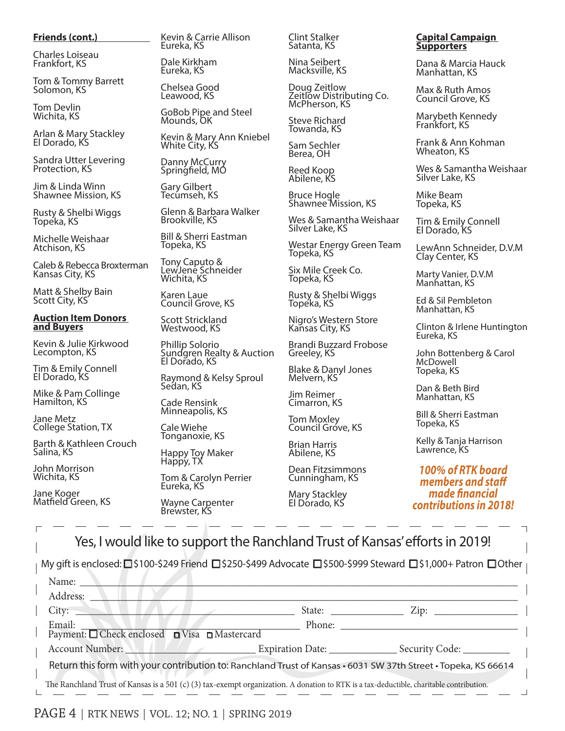**Friends (cont.)**

Charles Loiseau
Frankfort, KS

Tom & Tommy Barrett
Solomon, KS

Tom Devlin
Wichita, KS

Arlan & Mary Stackley
El Dorado, KS

Sandra Utter Levering
Protection, KS

Jim & Linda Winn
Shawnee Mission, KS

Rusty & Shelbi Wiggs
Topeka, KS

Michelle Weishaar
Atchison, KS

Caleb & Rebecca Broxterman
Kansas City, KS

Matt & Shelby Bain
Scott City, KS

**Auction Item Donors and Buyers**

Kevin & Julie Kirkwood
Lecompton, KS

Tim & Emily Connell
El Dorado, KS

Mike & Pam Collinge
Hamilton, KS

Jane Metz
College Station, TX

Barth & Kathleen Crouch
Salina, KS

John Morrison
Wichita, KS

Jane Koger
Matfield Green, KS

Kevin & Carrie Allison
Eureka, KS

Dale Kirkham
Eureka, KS

Chelsea Good
Leawood, KS

GoBob Pipe and Steel
Mounds, OK

Kevin & Mary Ann Kniebel
White City, KS

Danny McCurry
Springfield, MO

Gary Gilbert
Tecumseh, KS

Glenn & Barbara Walker
Brookville, KS

Bill & Sherri Eastman
Topeka, KS

Tony Caputo & LewJene Schneider
Wichita, KS

Karen Laue
Council Grove, KS

Scott Strickland
Westwood, KS

Phillip Solorio
Sundgren Realty & Auction
El Dorado, KS

Raymond & Kelsy Sproul
Sedan, KS

Cade Rensink
Minneapolis, KS

Cale Wiehe
Tonganoxie, KS

Happy Toy Maker
Happy, TX

Tom & Carolyn Perrier
Eureka, KS

Wayne Carpenter
Brewster, KS

Clint Stalker
Satanta, KS

Nina Seibert
Macksville, KS

Doug Zeitlow
Zeitlow Distributing Co.
McPherson, KS

Steve Richard
Towanda, KS

Sam Sechler
Berea, OH

Reed Koop
Abilene, KS

Bruce Hogle
Shawnee Mission, KS

Wes & Samantha Weishaar
Silver Lake, KS

Westar Energy Green Team
Topeka, KS

Six Mile Creek Co.
Topeka, KS

Rusty & Shelbi Wiggs
Topeka, KS

Nigro's Western Store
Kansas City, KS

Brandi Buzzard Frobose
Greeley, KS

Blake & Danyl Jones
Melvern, KS

Jim Reimer
Cimarron, KS

Tom Moxley
Council Grove, KS

Brian Harris
Abilene, KS

Dean Fitzsimmons
Cunningham, KS

Mary Stackley
El Dorado, KS

**Capital Campaign Supporters**

Dana & Marcia Hauck
Manhattan, KS

Max & Ruth Amos
Council Grove, KS

Marybeth Kennedy
Frankfort, KS

Frank & Ann Kohman
Wheaton, KS

Wes & Samantha Weishaar
Silver Lake, KS

Mike Beam
Topeka, KS

Tim & Emily Connell
El Dorado, KS

LewAnn Schneider, D.V.M
Clay Center, KS

Marty Vanier, D.V.M
Manhattan, KS

Ed & Sil Pembleton
Manhattan, KS

Clinton & Irlene Huntington
Eureka, KS

John Bottenberg & Carol McDowell
Topeka, KS

Dan & Beth Bird
Manhattan, KS

Bill & Sherri Eastman
Topeka, KS

Kelly & Tanja Harrison
Lawrence, KS

***100% of RTK board members and staff made financial contributions in 2018!***

## Yes, I would like to support the Ranchland Trust of Kansas' efforts in 2019!

My gift is enclosed: ☐ $100-$249 Friend ☐ $250-$499 Advocate ☐ $500-$999 Steward ☐ $1,000+ Patron ☐ Other

Name: ______________________________

Address: ______________________________

City: ____________________ State: __________ Zip: __________

Email: ____________________ Phone: ____________________

Payment: ☐ Check enclosed ☐ Visa ☐ Mastercard

Account Number: ____________________ Expiration Date: __________ Security Code: ________

Return this form with your contribution to: Ranchland Trust of Kansas • 6031 SW 37th Street • Topeka, KS 66614

The Ranchland Trust of Kansas is a 501 (c) (3) tax-exempt organization. A donation to RTK is a tax-deductible, charitable contribution.